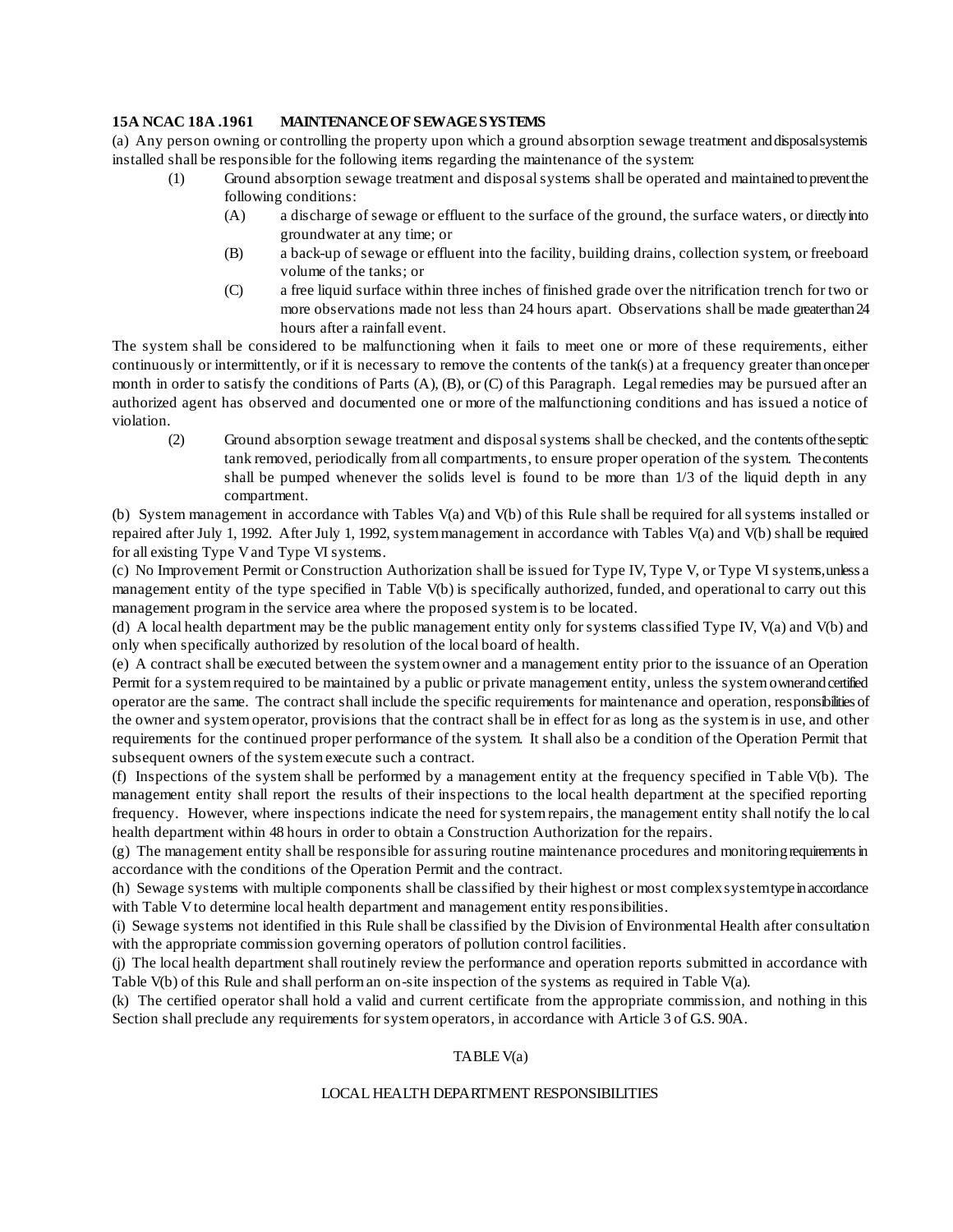**15A NCAC 18A .1961 MAINTENANCE OF SEWAGE SYSTEMS**

(a) Any person owning or controlling the property upon which a ground absorption sewage treatment and disposal system is installed shall be responsible for the following items regarding the maintenance of the system:

- (1) Ground absorption sewage treatment and disposal systems shall be operated and maintained to prevent the following conditions:
  - (A) a discharge of sewage or effluent to the surface of the ground, the surface waters, or directly into groundwater at any time; or
  - (B) a back-up of sewage or effluent into the facility, building drains, collection system, or freeboard volume of the tanks; or
  - (C) a free liquid surface within three inches of finished grade over the nitrification trench for two or more observations made not less than 24 hours apart. Observations shall be made greater than 24 hours after a rainfall event.

The system shall be considered to be malfunctioning when it fails to meet one or more of these requirements, either continuously or intermittently, or if it is necessary to remove the contents of the tank(s) at a frequency greater than once per month in order to satisfy the conditions of Parts (A), (B), or (C) of this Paragraph. Legal remedies may be pursued after an authorized agent has observed and documented one or more of the malfunctioning conditions and has issued a notice of violation.

- (2) Ground absorption sewage treatment and disposal systems shall be checked, and the contents of the septic tank removed, periodically from all compartments, to ensure proper operation of the system. The contents shall be pumped whenever the solids level is found to be more than 1/3 of the liquid depth in any compartment.

(b) System management in accordance with Tables V(a) and V(b) of this Rule shall be required for all systems installed or repaired after July 1, 1992. After July 1, 1992, system management in accordance with Tables V(a) and V(b) shall be required for all existing Type V and Type VI systems.

(c) No Improvement Permit or Construction Authorization shall be issued for Type IV, Type V, or Type VI systems, unless a management entity of the type specified in Table V(b) is specifically authorized, funded, and operational to carry out this management program in the service area where the proposed system is to be located.

(d) A local health department may be the public management entity only for systems classified Type IV, V(a) and V(b) and only when specifically authorized by resolution of the local board of health.

(e) A contract shall be executed between the system owner and a management entity prior to the issuance of an Operation Permit for a system required to be maintained by a public or private management entity, unless the system owner and certified operator are the same. The contract shall include the specific requirements for maintenance and operation, responsibilities of the owner and system operator, provisions that the contract shall be in effect for as long as the system is in use, and other requirements for the continued proper performance of the system. It shall also be a condition of the Operation Permit that subsequent owners of the system execute such a contract.

(f) Inspections of the system shall be performed by a management entity at the frequency specified in Table V(b). The management entity shall report the results of their inspections to the local health department at the specified reporting frequency. However, where inspections indicate the need for system repairs, the management entity shall notify the local health department within 48 hours in order to obtain a Construction Authorization for the repairs.

(g) The management entity shall be responsible for assuring routine maintenance procedures and monitoring requirements in accordance with the conditions of the Operation Permit and the contract.

(h) Sewage systems with multiple components shall be classified by their highest or most complex system type in accordance with Table V to determine local health department and management entity responsibilities.

(i) Sewage systems not identified in this Rule shall be classified by the Division of Environmental Health after consultation with the appropriate commission governing operators of pollution control facilities.

(j) The local health department shall routinely review the performance and operation reports submitted in accordance with Table V(b) of this Rule and shall perform an on-site inspection of the systems as required in Table V(a).

(k) The certified operator shall hold a valid and current certificate from the appropriate commission, and nothing in this Section shall preclude any requirements for system operators, in accordance with Article 3 of G.S. 90A.

TABLE V(a)

LOCAL HEALTH DEPARTMENT RESPONSIBILITIES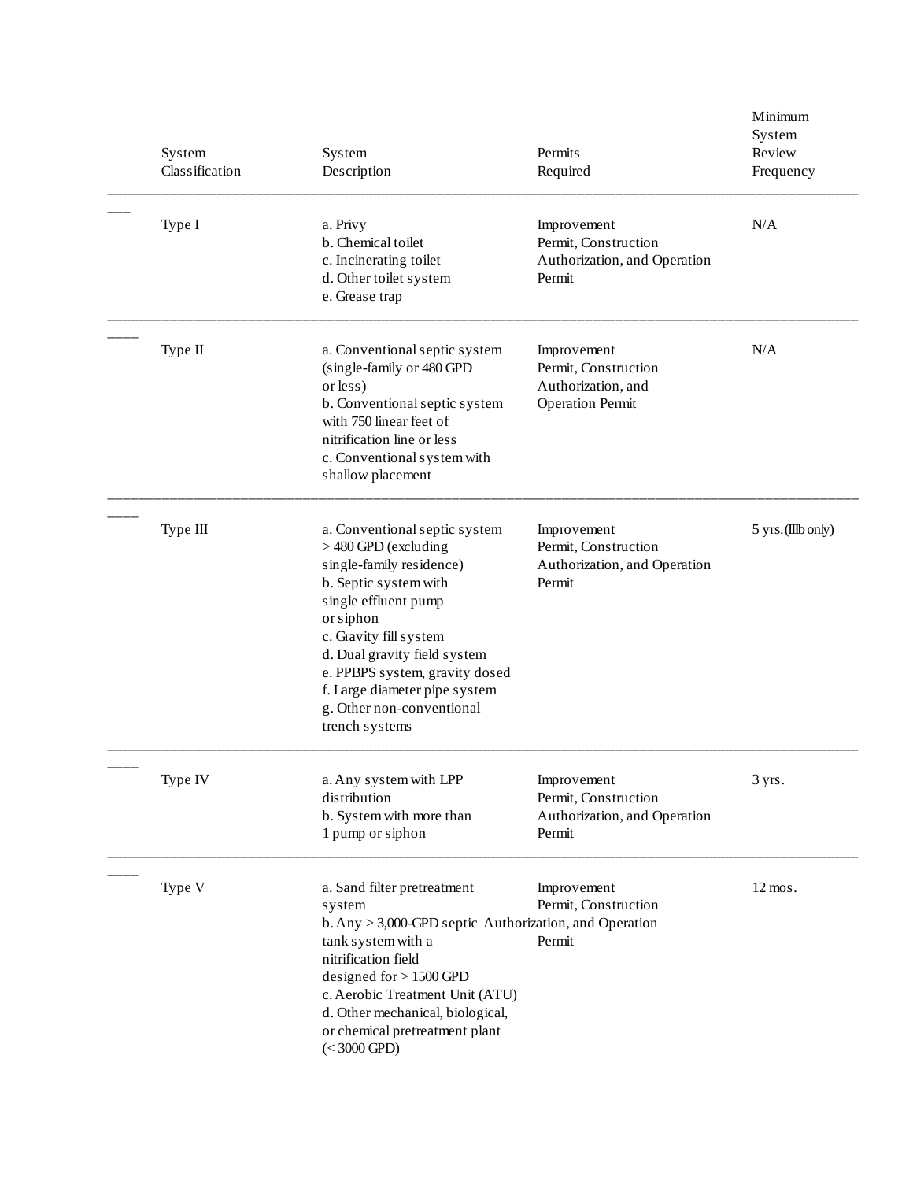| System Classification | System Description | Permits Required | Minimum System Review Frequency |
|---|---|---|---|
| Type I | a. Privy<br>b. Chemical toilet<br>c. Incinerating toilet<br>d. Other toilet system<br>e. Grease trap | Improvement Permit, Construction Authorization, and Operation Permit | N/A |
| Type II | a. Conventional septic system (single-family or 480 GPD or less)<br>b. Conventional septic system with 750 linear feet of nitrification line or less<br>c. Conventional system with shallow placement | Improvement Permit, Construction Authorization, and Operation Permit | N/A |
| Type III | a. Conventional septic system > 480 GPD (excluding single-family residence)<br>b. Septic system with single effluent pump or siphon<br>c. Gravity fill system<br>d. Dual gravity field system<br>e. PPBPS system, gravity dosed<br>f. Large diameter pipe system<br>g. Other non-conventional trench systems | Improvement Permit, Construction Authorization, and Operation Permit | 5 yrs. (IIIb only) |
| Type IV | a. Any system with LPP distribution<br>b. System with more than 1 pump or siphon | Improvement Permit, Construction Authorization, and Operation Permit | 3 yrs. |
| Type V | a. Sand filter pretreatment system<br>b. Any > 3,000-GPD septic tank system with a nitrification field designed for > 1500 GPD<br>c. Aerobic Treatment Unit (ATU)<br>d. Other mechanical, biological, or chemical pretreatment plant (< 3000 GPD) | Improvement Permit, Construction Authorization, and Operation Permit | 12 mos. |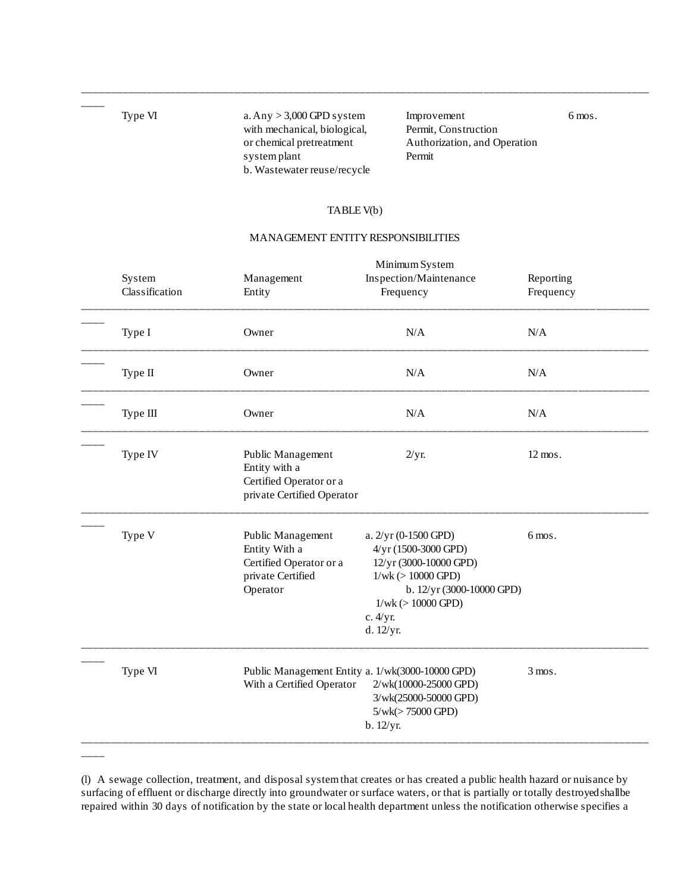| | | | |
|---|---|---|---|
| Type VI | a. Any > 3,000 GPD system with mechanical, biological, or chemical pretreatment system plant<br>b. Wastewater reuse/recycle | Improvement Permit, Construction Authorization, and Operation Permit | 6 mos. |

TABLE V(b)

MANAGEMENT ENTITY RESPONSIBILITIES

| System Classification | Management Entity | Minimum System Inspection/Maintenance Frequency | Reporting Frequency |
|---|---|---|---|
| Type I | Owner | N/A | N/A |
| Type II | Owner | N/A | N/A |
| Type III | Owner | N/A | N/A |
| Type IV | Public Management Entity with a Certified Operator or a private Certified Operator | 2/yr. | 12 mos. |
| Type V | Public Management Entity With a Certified Operator or a private Certified Operator | a. 2/yr (0-1500 GPD)<br>4/yr (1500-3000 GPD)<br>12/yr (3000-10000 GPD)<br>1/wk (> 10000 GPD)<br>b. 12/yr (3000-10000 GPD)<br>1/wk (> 10000 GPD)<br>c. 4/yr.<br>d. 12/yr. | 6 mos. |
| Type VI | Public Management Entity With a Certified Operator | a. 1/wk(3000-10000 GPD)<br>2/wk(10000-25000 GPD)<br>3/wk(25000-50000 GPD)<br>5/wk(> 75000 GPD)<br>b. 12/yr. | 3 mos. |

(l) A sewage collection, treatment, and disposal system that creates or has created a public health hazard or nuisance by surfacing of effluent or discharge directly into groundwater or surface waters, or that is partially or totally destroyed shall be repaired within 30 days of notification by the state or local health department unless the notification otherwise specifies a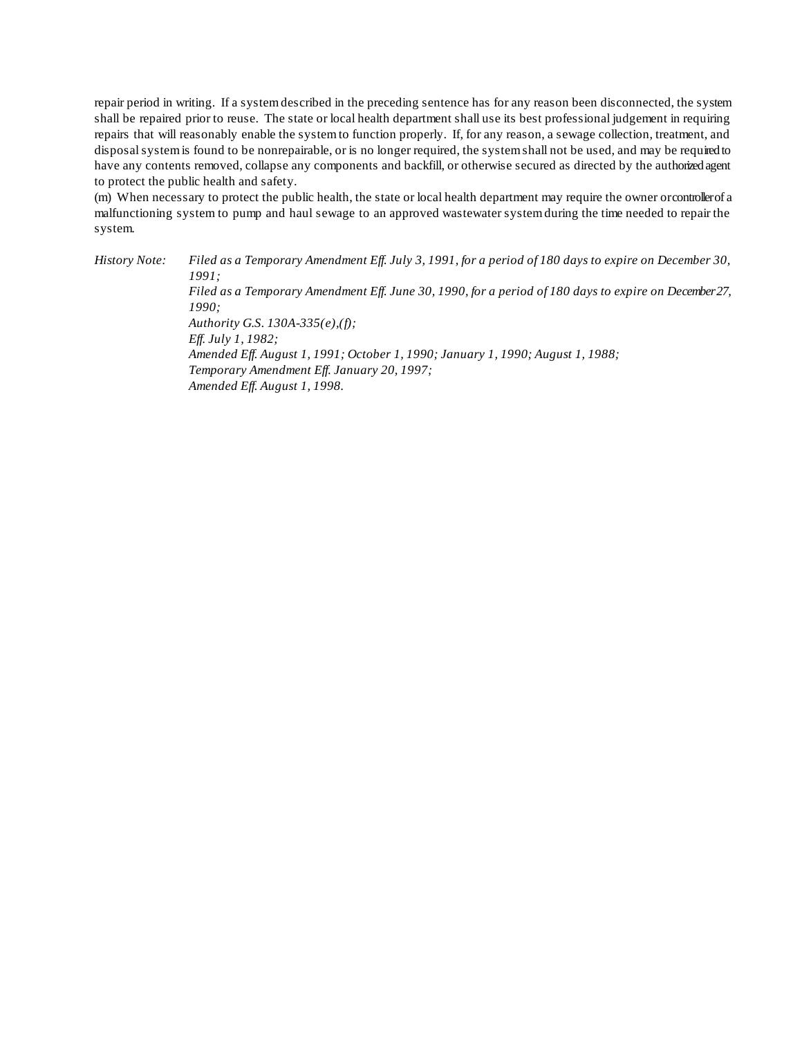repair period in writing. If a system described in the preceding sentence has for any reason been disconnected, the system shall be repaired prior to reuse. The state or local health department shall use its best professional judgement in requiring repairs that will reasonably enable the system to function properly. If, for any reason, a sewage collection, treatment, and disposal system is found to be nonrepairable, or is no longer required, the system shall not be used, and may be required to have any contents removed, collapse any components and backfill, or otherwise secured as directed by the authorized agent to protect the public health and safety.

(m) When necessary to protect the public health, the state or local health department may require the owner or controller of a malfunctioning system to pump and haul sewage to an approved wastewater system during the time needed to repair the system.

*History Note:* *Filed as a Temporary Amendment Eff. July 3, 1991, for a period of 180 days to expire on December 30, 1991;*
*Filed as a Temporary Amendment Eff. June 30, 1990, for a period of 180 days to expire on December 27, 1990;*
*Authority G.S. 130A-335(e),(f);*
*Eff. July 1, 1982;*
*Amended Eff. August 1, 1991; October 1, 1990; January 1, 1990; August 1, 1988;*
*Temporary Amendment Eff. January 20, 1997;*
*Amended Eff. August 1, 1998.*